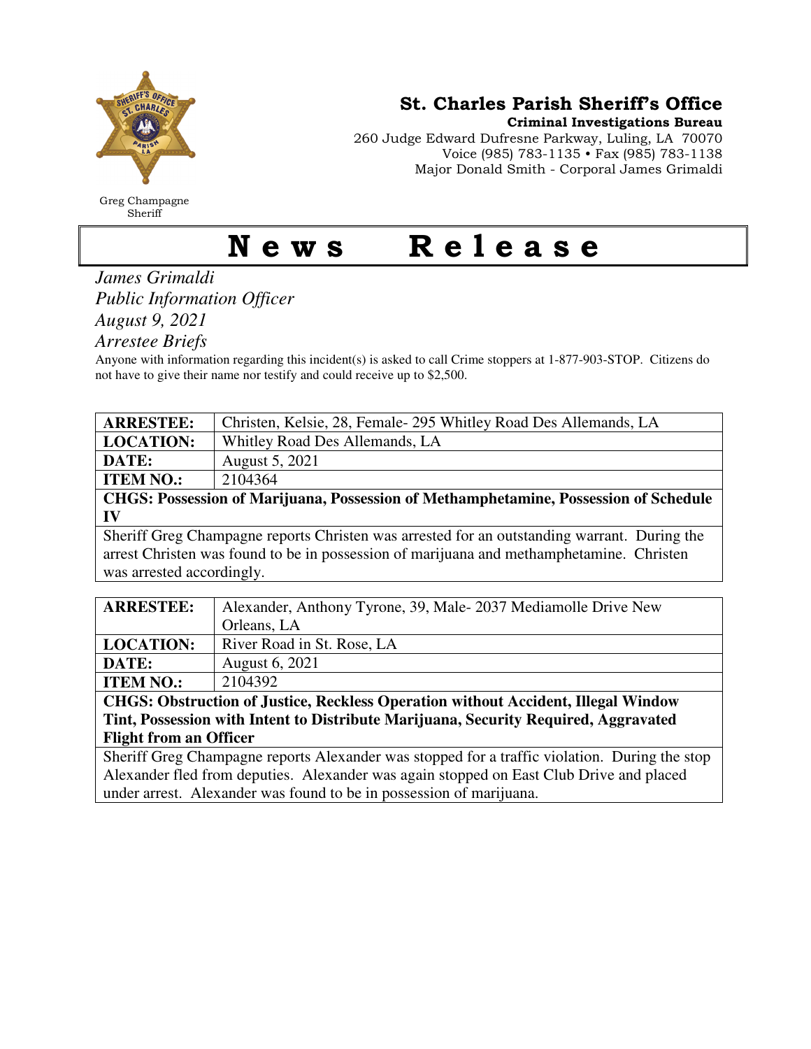# St. Charles Parish Sheriff's Office

**Criminal Investigations Bureau**
260 Judge Edward Dufresne Parkway, Luling, LA 70070
Voice (985) 783-1135 • Fax (985) 783-1138
Major Donald Smith - Corporal James Grimaldi

Greg Champagne
Sheriff

# News Release

*James Grimaldi*
*Public Information Officer*
*August 9, 2021*
*Arrestee Briefs*

Anyone with information regarding this incident(s) is asked to call Crime stoppers at 1-877-903-STOP. Citizens do not have to give their name nor testify and could receive up to $2,500.

| **ARRESTEE:** | Christen, Kelsie, 28, Female- 295 Whitley Road Des Allemands, LA |
|---|---|
| **LOCATION:** | Whitley Road Des Allemands, LA |
| **DATE:** | August 5, 2021 |
| **ITEM NO.:** | 2104364 |
| **CHGS: Possession of Marijuana, Possession of Methamphetamine, Possession of Schedule IV** | |
| Sheriff Greg Champagne reports Christen was arrested for an outstanding warrant. During the arrest Christen was found to be in possession of marijuana and methamphetamine. Christen was arrested accordingly. | |

| **ARRESTEE:** | Alexander, Anthony Tyrone, 39, Male- 2037 Mediamolle Drive New Orleans, LA |
|---|---|
| **LOCATION:** | River Road in St. Rose, LA |
| **DATE:** | August 6, 2021 |
| **ITEM NO.:** | 2104392 |
| **CHGS: Obstruction of Justice, Reckless Operation without Accident, Illegal Window Tint, Possession with Intent to Distribute Marijuana, Security Required, Aggravated Flight from an Officer** | |
| Sheriff Greg Champagne reports Alexander was stopped for a traffic violation. During the stop Alexander fled from deputies. Alexander was again stopped on East Club Drive and placed under arrest. Alexander was found to be in possession of marijuana. | |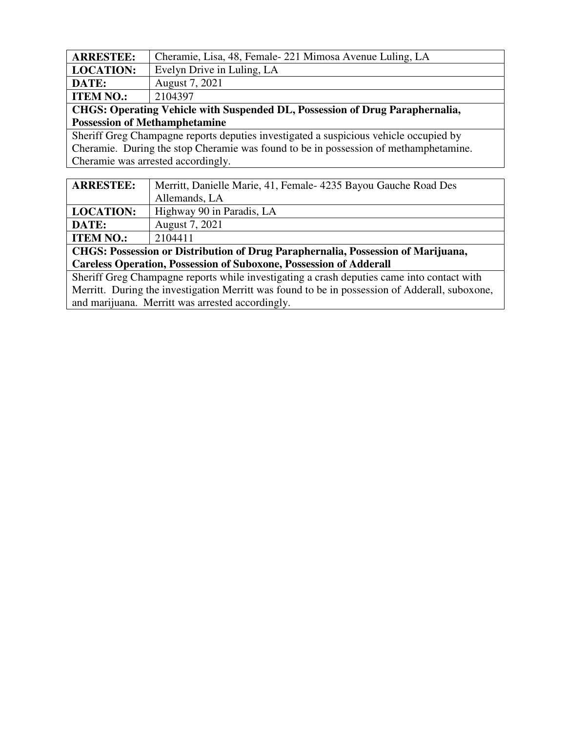| | |
|---|---|
| **ARRESTEE:** | Cheramie, Lisa, 48, Female- 221 Mimosa Avenue Luling, LA |
| **LOCATION:** | Evelyn Drive in Luling, LA |
| **DATE:** | August 7, 2021 |
| **ITEM NO.:** | 2104397 |

**CHGS: Operating Vehicle with Suspended DL, Possession of Drug Paraphernalia, Possession of Methamphetamine**

Sheriff Greg Champagne reports deputies investigated a suspicious vehicle occupied by Cheramie. During the stop Cheramie was found to be in possession of methamphetamine. Cheramie was arrested accordingly.

| | |
|---|---|
| **ARRESTEE:** | Merritt, Danielle Marie, 41, Female- 4235 Bayou Gauche Road Des Allemands, LA |
| **LOCATION:** | Highway 90 in Paradis, LA |
| **DATE:** | August 7, 2021 |
| **ITEM NO.:** | 2104411 |

**CHGS: Possession or Distribution of Drug Paraphernalia, Possession of Marijuana, Careless Operation, Possession of Suboxone, Possession of Adderall**

Sheriff Greg Champagne reports while investigating a crash deputies came into contact with Merritt. During the investigation Merritt was found to be in possession of Adderall, suboxone, and marijuana. Merritt was arrested accordingly.